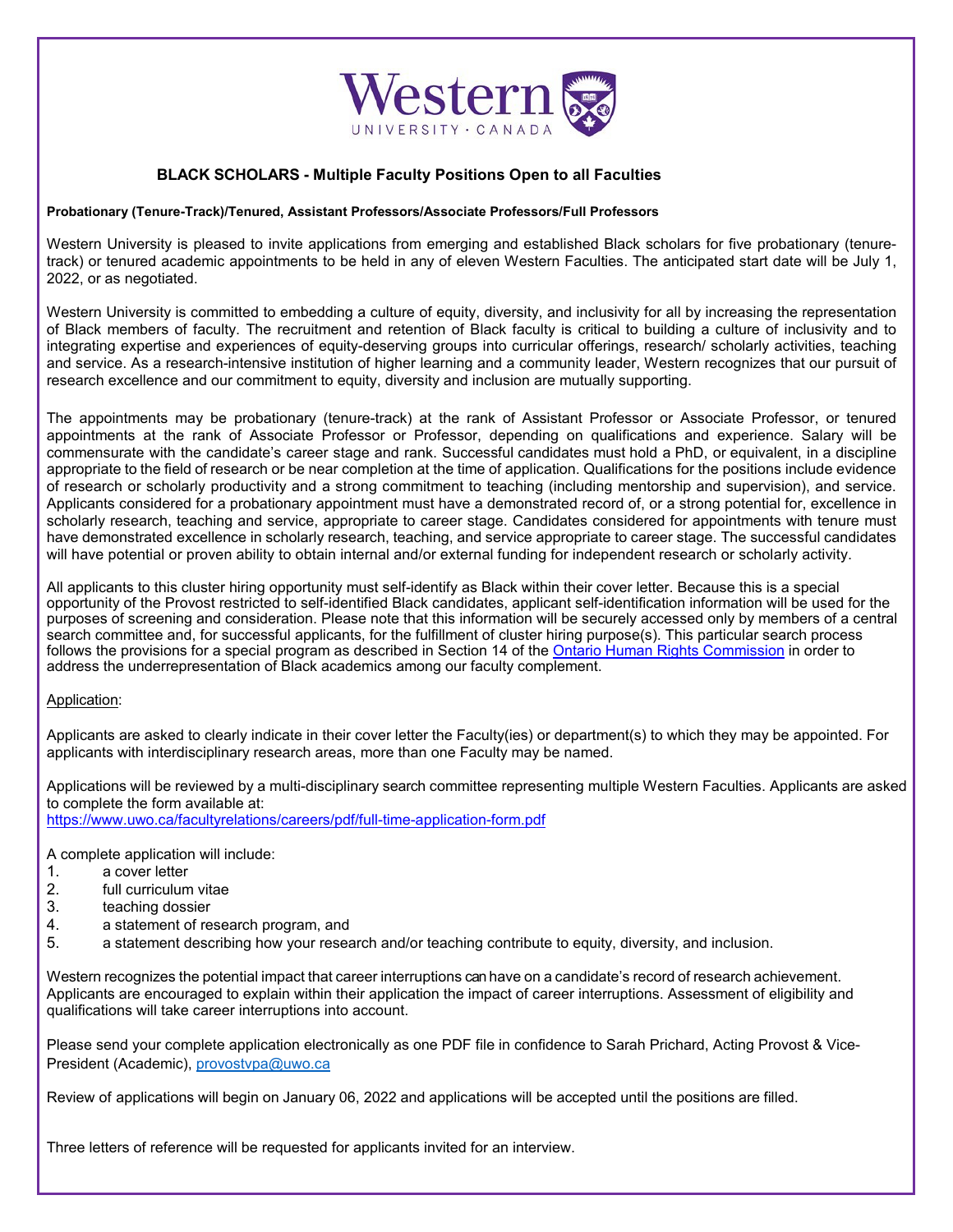# BLACK SCHOLARS - Multiple Faculty Positions Open to all Faculties

**Probationary (Tenure-Track)/Tenured, Assistant Professors/Associate Professors/Full Professors**

Western University is pleased to invite applications from emerging and established Black scholars for five probationary (tenure-track) or tenured academic appointments to be held in any of eleven Western Faculties. The anticipated start date will be July 1, 2022, or as negotiated.

Western University is committed to embedding a culture of equity, diversity, and inclusivity for all by increasing the representation of Black members of faculty. The recruitment and retention of Black faculty is critical to building a culture of inclusivity and to integrating expertise and experiences of equity-deserving groups into curricular offerings, research/ scholarly activities, teaching and service. As a research-intensive institution of higher learning and a community leader, Western recognizes that our pursuit of research excellence and our commitment to equity, diversity and inclusion are mutually supporting.

The appointments may be probationary (tenure-track) at the rank of Assistant Professor or Associate Professor, or tenured appointments at the rank of Associate Professor or Professor, depending on qualifications and experience. Salary will be commensurate with the candidate's career stage and rank. Successful candidates must hold a PhD, or equivalent, in a discipline appropriate to the field of research or be near completion at the time of application. Qualifications for the positions include evidence of research or scholarly productivity and a strong commitment to teaching (including mentorship and supervision), and service. Applicants considered for a probationary appointment must have a demonstrated record of, or a strong potential for, excellence in scholarly research, teaching and service, appropriate to career stage. Candidates considered for appointments with tenure must have demonstrated excellence in scholarly research, teaching, and service appropriate to career stage. The successful candidates will have potential or proven ability to obtain internal and/or external funding for independent research or scholarly activity.

All applicants to this cluster hiring opportunity must self-identify as Black within their cover letter. Because this is a special opportunity of the Provost restricted to self-identified Black candidates, applicant self-identification information will be used for the purposes of screening and consideration. Please note that this information will be securely accessed only by members of a central search committee and, for successful applicants, for the fulfillment of cluster hiring purpose(s). This particular search process follows the provisions for a special program as described in Section 14 of the Ontario Human Rights Commission in order to address the underrepresentation of Black academics among our faculty complement.

Application:

Applicants are asked to clearly indicate in their cover letter the Faculty(ies) or department(s) to which they may be appointed. For applicants with interdisciplinary research areas, more than one Faculty may be named.

Applications will be reviewed by a multi-disciplinary search committee representing multiple Western Faculties. Applicants are asked to complete the form available at:
https://www.uwo.ca/facultyrelations/careers/pdf/full-time-application-form.pdf

A complete application will include:

1. a cover letter
2. full curriculum vitae
3. teaching dossier
4. a statement of research program, and
5. a statement describing how your research and/or teaching contribute to equity, diversity, and inclusion.

Western recognizes the potential impact that career interruptions can have on a candidate's record of research achievement. Applicants are encouraged to explain within their application the impact of career interruptions. Assessment of eligibility and qualifications will take career interruptions into account.

Please send your complete application electronically as one PDF file in confidence to Sarah Prichard, Acting Provost & Vice-President (Academic), provostvpa@uwo.ca

Review of applications will begin on January 06, 2022 and applications will be accepted until the positions are filled.

Three letters of reference will be requested for applicants invited for an interview.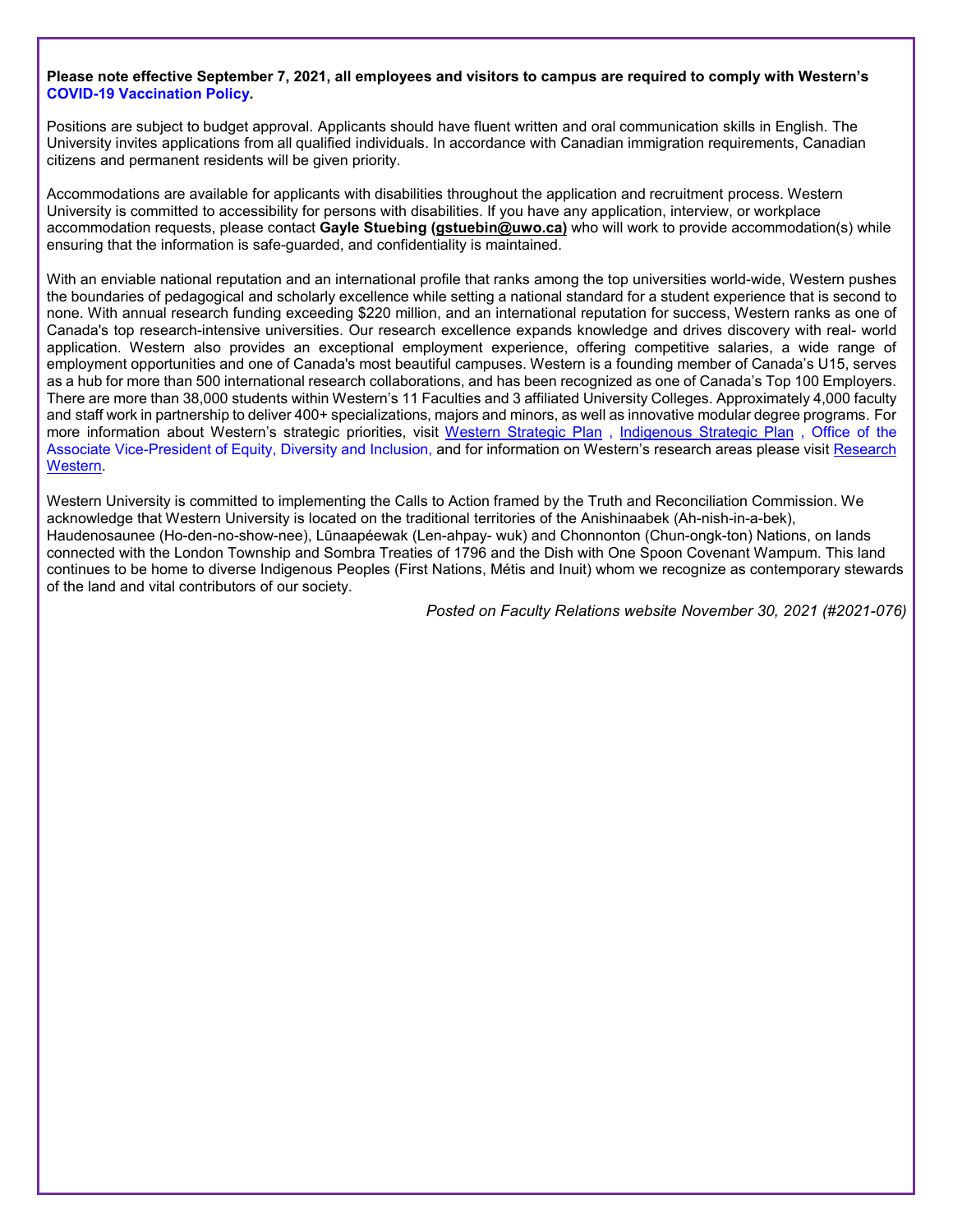**Please note effective September 7, 2021, all employees and visitors to campus are required to comply with Western's COVID-19 Vaccination Policy.**

Positions are subject to budget approval. Applicants should have fluent written and oral communication skills in English. The University invites applications from all qualified individuals. In accordance with Canadian immigration requirements, Canadian citizens and permanent residents will be given priority.

Accommodations are available for applicants with disabilities throughout the application and recruitment process. Western University is committed to accessibility for persons with disabilities. If you have any application, interview, or workplace accommodation requests, please contact **Gayle Stuebing (gstuebin@uwo.ca)** who will work to provide accommodation(s) while ensuring that the information is safe-guarded, and confidentiality is maintained.

With an enviable national reputation and an international profile that ranks among the top universities world-wide, Western pushes the boundaries of pedagogical and scholarly excellence while setting a national standard for a student experience that is second to none. With annual research funding exceeding $220 million, and an international reputation for success, Western ranks as one of Canada's top research-intensive universities. Our research excellence expands knowledge and drives discovery with real- world application. Western also provides an exceptional employment experience, offering competitive salaries, a wide range of employment opportunities and one of Canada's most beautiful campuses. Western is a founding member of Canada's U15, serves as a hub for more than 500 international research collaborations, and has been recognized as one of Canada's Top 100 Employers. There are more than 38,000 students within Western's 11 Faculties and 3 affiliated University Colleges. Approximately 4,000 faculty and staff work in partnership to deliver 400+ specializations, majors and minors, as well as innovative modular degree programs. For more information about Western's strategic priorities, visit Western Strategic Plan , Indigenous Strategic Plan , Office of the Associate Vice-President of Equity, Diversity and Inclusion, and for information on Western's research areas please visit Research Western.

Western University is committed to implementing the Calls to Action framed by the Truth and Reconciliation Commission. We acknowledge that Western University is located on the traditional territories of the Anishinaabek (Ah-nish-in-a-bek), Haudenosaunee (Ho-den-no-show-nee), Lūnaapéewak (Len-ahpay- wuk) and Chonnonton (Chun-ongk-ton) Nations, on lands connected with the London Township and Sombra Treaties of 1796 and the Dish with One Spoon Covenant Wampum. This land continues to be home to diverse Indigenous Peoples (First Nations, Métis and Inuit) whom we recognize as contemporary stewards of the land and vital contributors of our society.

*Posted on Faculty Relations website November 30, 2021 (#2021-076)*